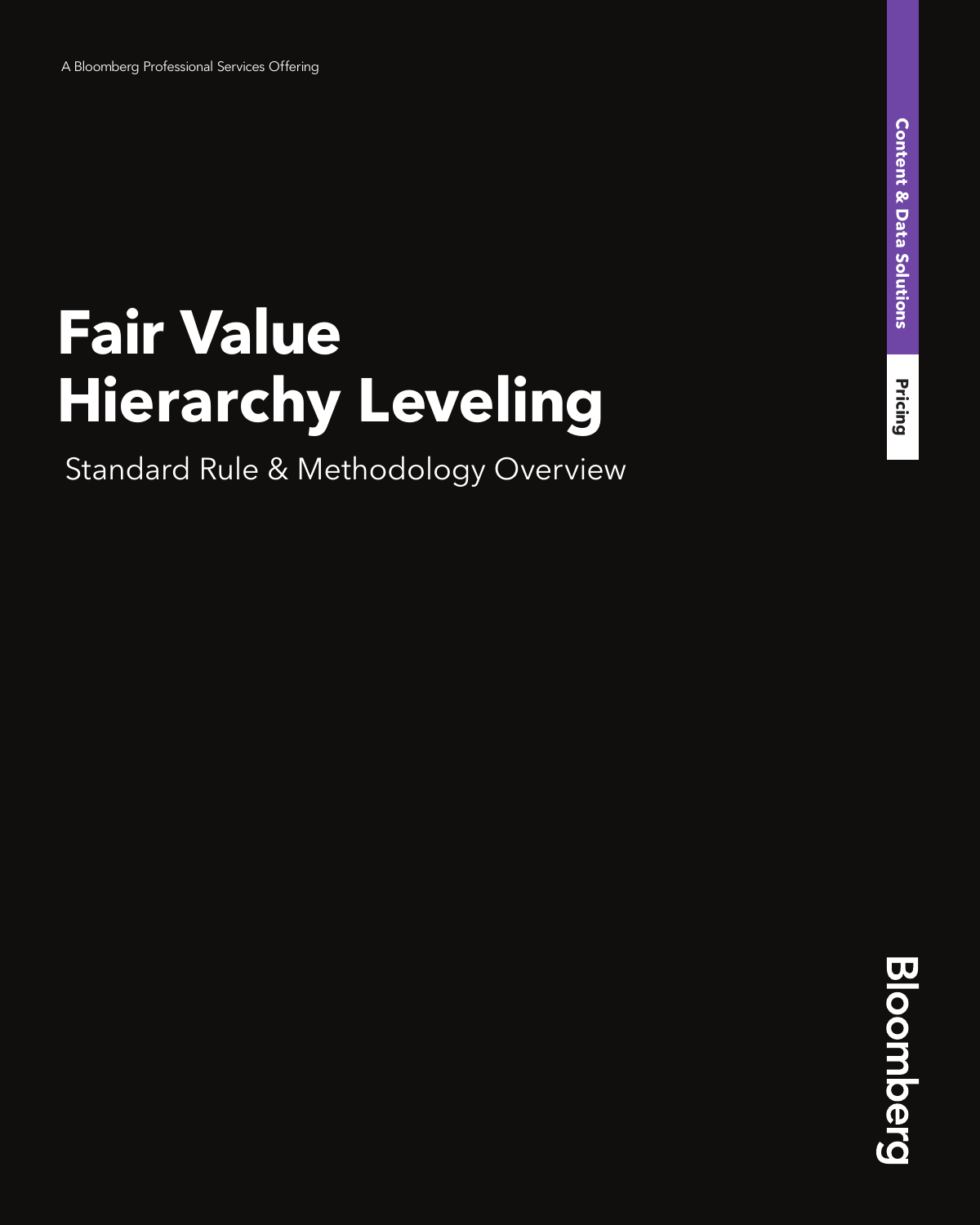A Bloomberg Professional Services Offering

# Fair Value Hierarchy Leveling

Standard Rule & Methodology Overview

Content & Data Solutions

Pricing

Bloomberg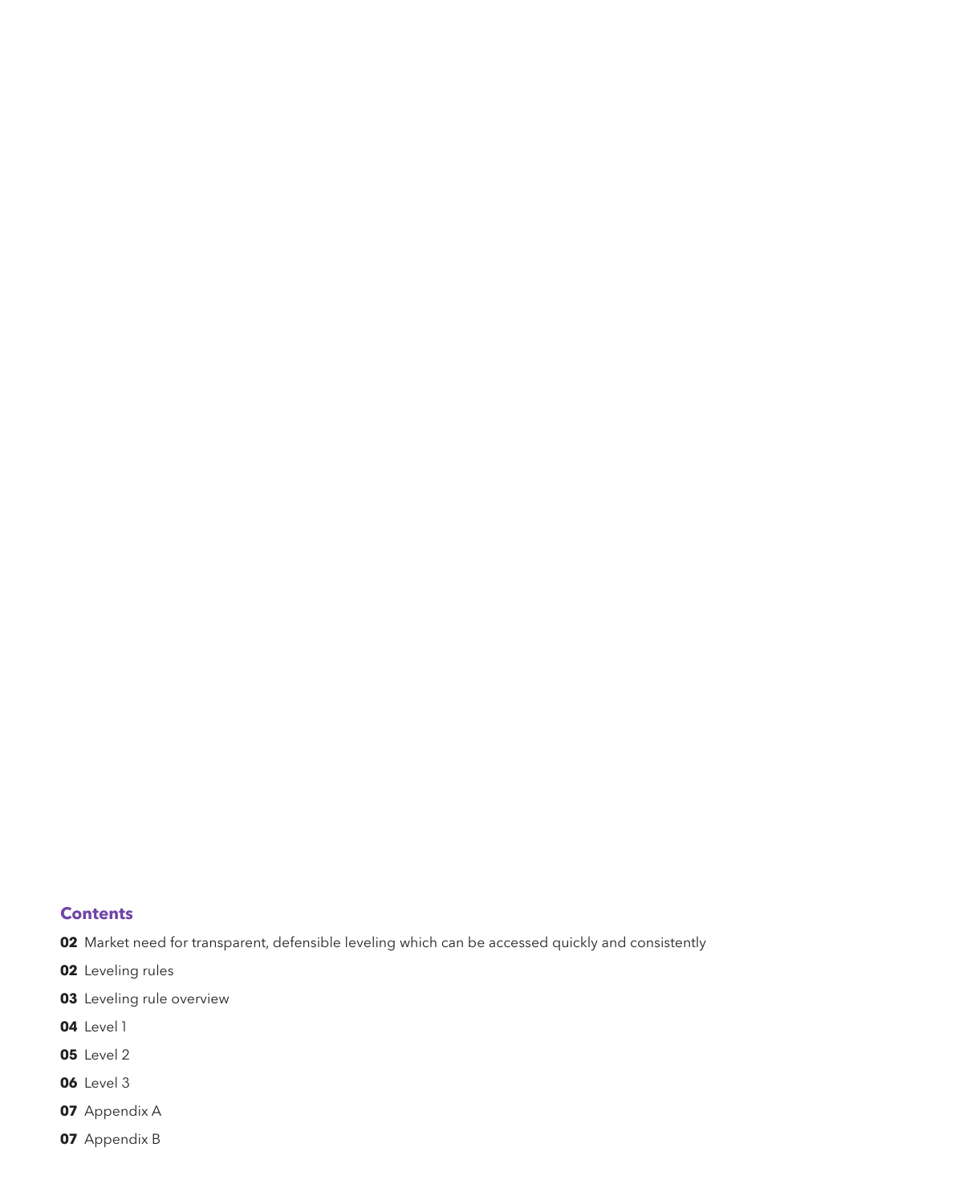## Contents

**02** Market need for transparent, defensible leveling which can be accessed quickly and consistently

**02** Leveling rules

**03** Leveling rule overview

**04** Level 1

**05** Level 2

**06** Level 3

**07** Appendix A

**07** Appendix B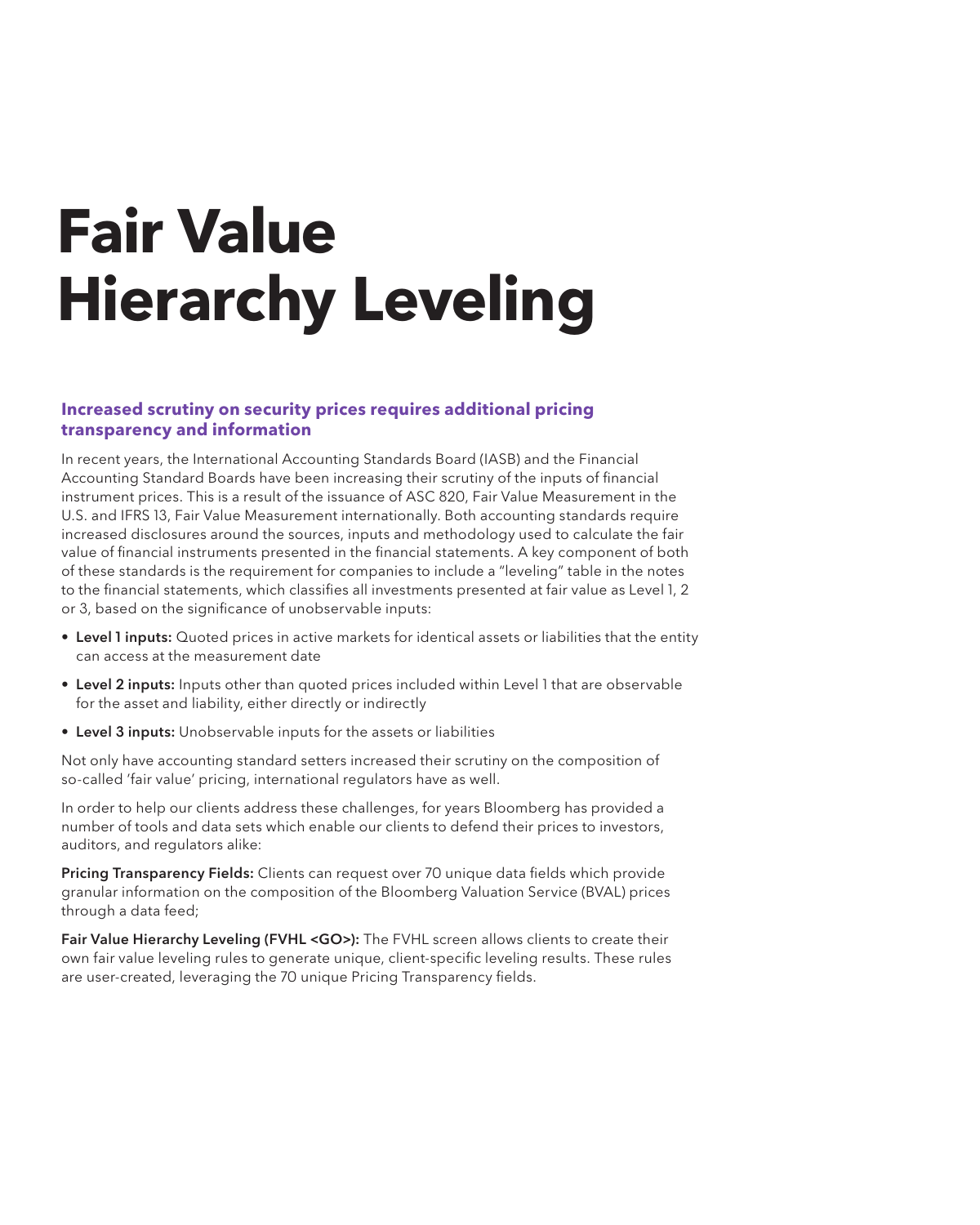# Fair Value Hierarchy Leveling

## Increased scrutiny on security prices requires additional pricing transparency and information

In recent years, the International Accounting Standards Board (IASB) and the Financial Accounting Standard Boards have been increasing their scrutiny of the inputs of financial instrument prices. This is a result of the issuance of ASC 820, Fair Value Measurement in the U.S. and IFRS 13, Fair Value Measurement internationally. Both accounting standards require increased disclosures around the sources, inputs and methodology used to calculate the fair value of financial instruments presented in the financial statements. A key component of both of these standards is the requirement for companies to include a "leveling" table in the notes to the financial statements, which classifies all investments presented at fair value as Level 1, 2 or 3, based on the significance of unobservable inputs:

- **Level 1 inputs:** Quoted prices in active markets for identical assets or liabilities that the entity can access at the measurement date
- **Level 2 inputs:** Inputs other than quoted prices included within Level 1 that are observable for the asset and liability, either directly or indirectly
- **Level 3 inputs:** Unobservable inputs for the assets or liabilities

Not only have accounting standard setters increased their scrutiny on the composition of so-called 'fair value' pricing, international regulators have as well.

In order to help our clients address these challenges, for years Bloomberg has provided a number of tools and data sets which enable our clients to defend their prices to investors, auditors, and regulators alike:

**Pricing Transparency Fields:** Clients can request over 70 unique data fields which provide granular information on the composition of the Bloomberg Valuation Service (BVAL) prices through a data feed;

**Fair Value Hierarchy Leveling (FVHL <GO>):** The FVHL screen allows clients to create their own fair value leveling rules to generate unique, client-specific leveling results. These rules are user-created, leveraging the 70 unique Pricing Transparency fields.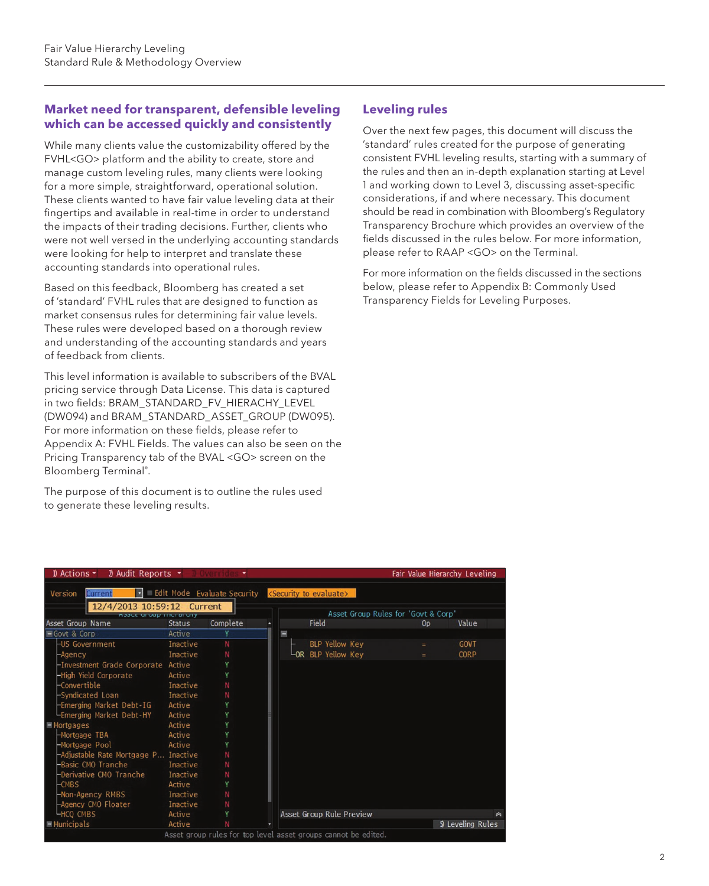## Market need for transparent, defensible leveling which can be accessed quickly and consistently

While many clients value the customizability offered by the FVHL<GO> platform and the ability to create, store and manage custom leveling rules, many clients were looking for a more simple, straightforward, operational solution. These clients wanted to have fair value leveling data at their fingertips and available in real-time in order to understand the impacts of their trading decisions. Further, clients who were not well versed in the underlying accounting standards were looking for help to interpret and translate these accounting standards into operational rules.

Based on this feedback, Bloomberg has created a set of 'standard' FVHL rules that are designed to function as market consensus rules for determining fair value levels. These rules were developed based on a thorough review and understanding of the accounting standards and years of feedback from clients.

This level information is available to subscribers of the BVAL pricing service through Data License. This data is captured in two fields: BRAM_STANDARD_FV_HIERACHY_LEVEL (DW094) and BRAM_STANDARD_ASSET_GROUP (DW095). For more information on these fields, please refer to Appendix A: FVHL Fields. The values can also be seen on the Pricing Transparency tab of the BVAL <GO> screen on the Bloomberg Terminal®.

The purpose of this document is to outline the rules used to generate these leveling results.

## Leveling rules

Over the next few pages, this document will discuss the 'standard' rules created for the purpose of generating consistent FVHL leveling results, starting with a summary of the rules and then an in-depth explanation starting at Level 1 and working down to Level 3, discussing asset-specific considerations, if and where necessary. This document should be read in combination with Bloomberg's Regulatory Transparency Brochure which provides an overview of the fields discussed in the rules below. For more information, please refer to RAAP <GO> on the Terminal.

For more information on the fields discussed in the sections below, please refer to Appendix B: Commonly Used Transparency Fields for Leveling Purposes.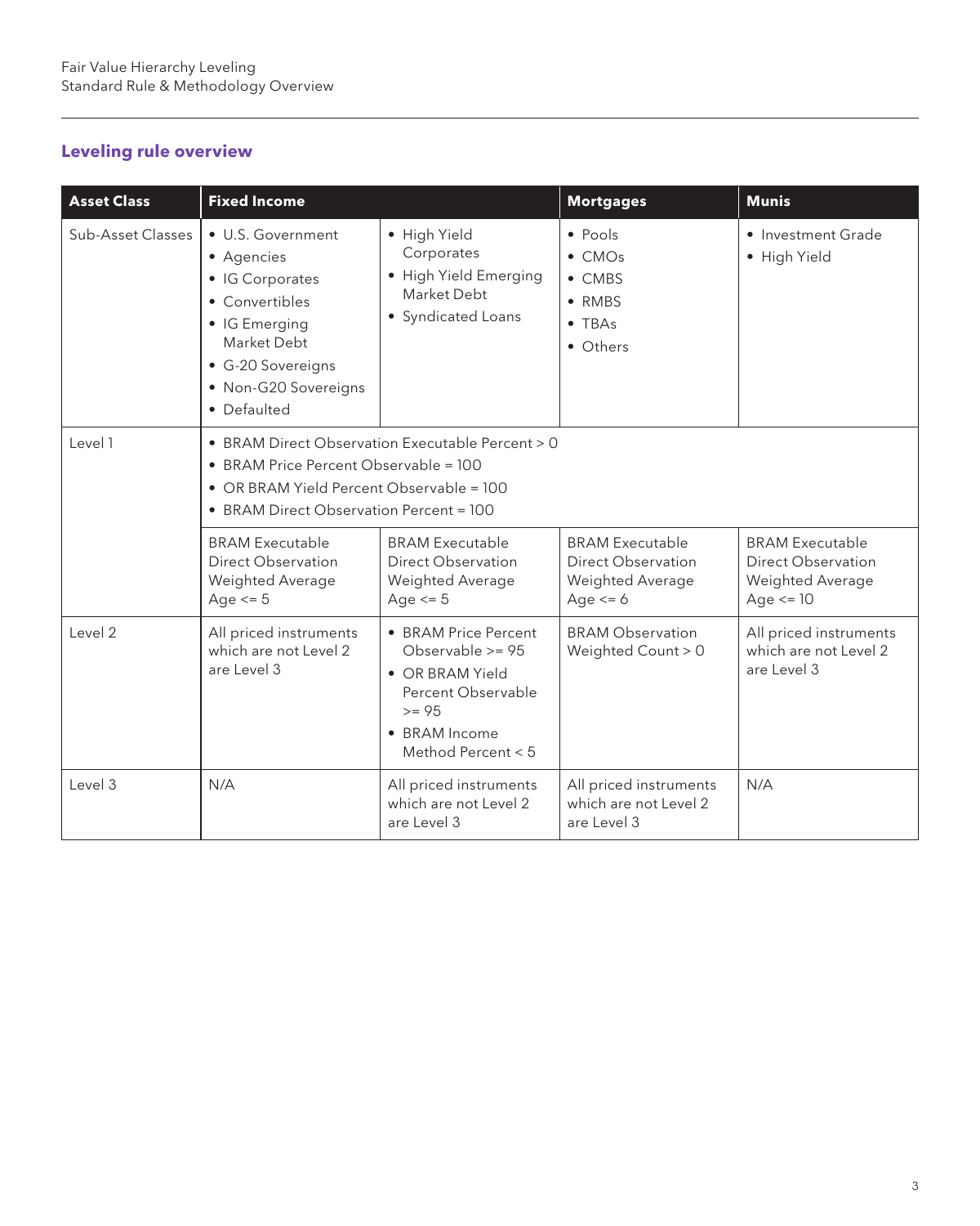## Leveling rule overview

| Asset Class | Fixed Income | | Mortgages | Munis |
|---|---|---|---|---|
| Sub-Asset Classes | • U.S. Government<br>• Agencies<br>• IG Corporates<br>• Convertibles<br>• IG Emerging Market Debt<br>• G-20 Sovereigns<br>• Non-G20 Sovereigns<br>• Defaulted | • High Yield Corporates<br>• High Yield Emerging Market Debt<br>• Syndicated Loans | • Pools<br>• CMOs<br>• CMBS<br>• RMBS<br>• TBAs<br>• Others | • Investment Grade<br>• High Yield |
| Level 1 | • BRAM Direct Observation Executable Percent > 0<br>• BRAM Price Percent Observable = 100<br>• OR BRAM Yield Percent Observable = 100<br>• BRAM Direct Observation Percent = 100 | | | |
| | BRAM Executable Direct Observation Weighted Average Age <= 5 | BRAM Executable Direct Observation Weighted Average Age <= 5 | BRAM Executable Direct Observation Weighted Average Age <= 6 | BRAM Executable Direct Observation Weighted Average Age <= 10 |
| Level 2 | All priced instruments which are not Level 2 are Level 3 | • BRAM Price Percent Observable >= 95<br>• OR BRAM Yield Percent Observable >= 95<br>• BRAM Income Method Percent < 5 | BRAM Observation Weighted Count > 0 | All priced instruments which are not Level 2 are Level 3 |
| Level 3 | N/A | All priced instruments which are not Level 2 are Level 3 | All priced instruments which are not Level 2 are Level 3 | N/A |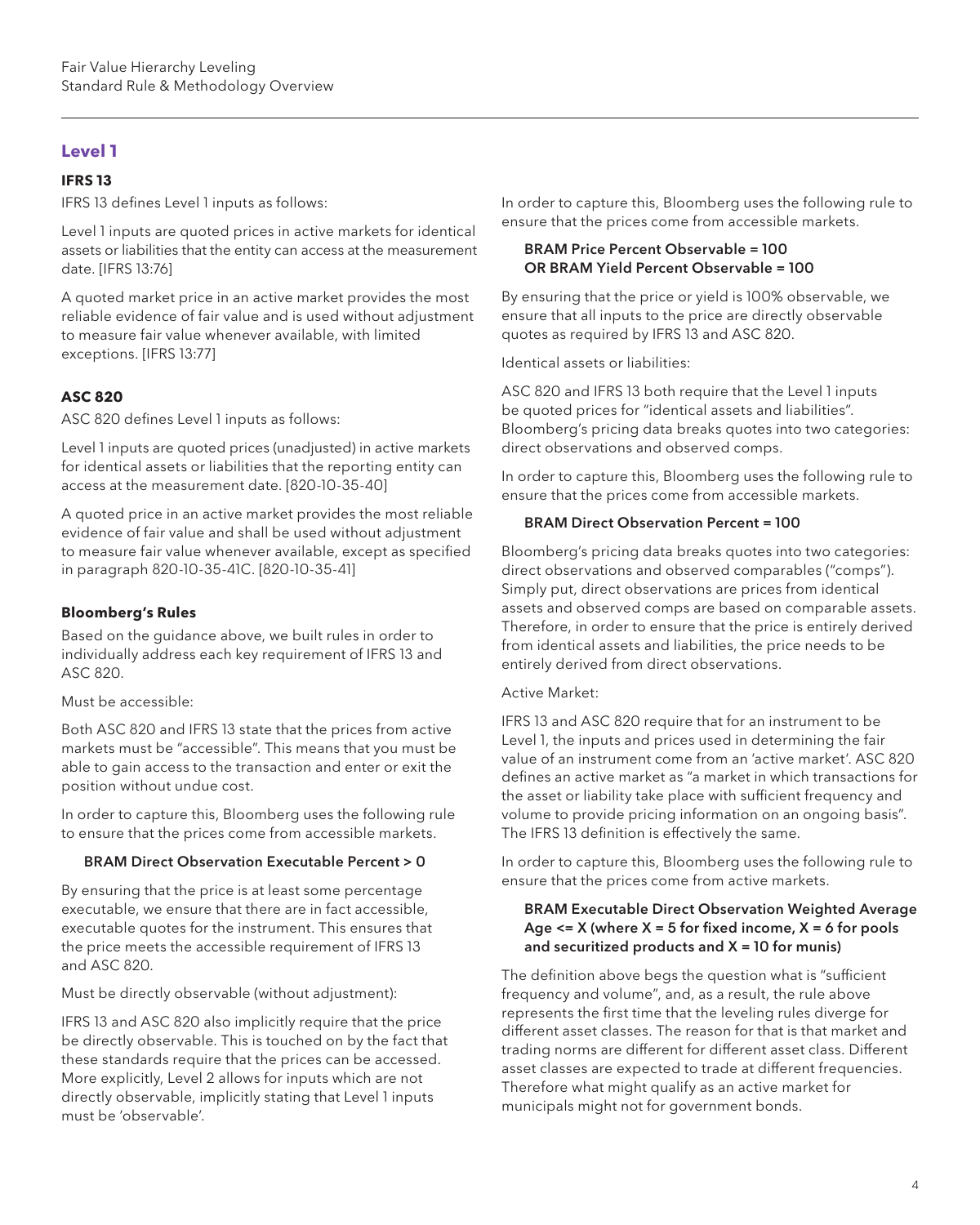## Level 1

### IFRS 13

IFRS 13 defines Level 1 inputs as follows:

Level 1 inputs are quoted prices in active markets for identical assets or liabilities that the entity can access at the measurement date. [IFRS 13:76]

A quoted market price in an active market provides the most reliable evidence of fair value and is used without adjustment to measure fair value whenever available, with limited exceptions. [IFRS 13:77]

### ASC 820

ASC 820 defines Level 1 inputs as follows:

Level 1 inputs are quoted prices (unadjusted) in active markets for identical assets or liabilities that the reporting entity can access at the measurement date. [820-10-35-40]

A quoted price in an active market provides the most reliable evidence of fair value and shall be used without adjustment to measure fair value whenever available, except as specified in paragraph 820-10-35-41C. [820-10-35-41]

### Bloomberg's Rules

Based on the guidance above, we built rules in order to individually address each key requirement of IFRS 13 and ASC 820.

Must be accessible:

Both ASC 820 and IFRS 13 state that the prices from active markets must be "accessible". This means that you must be able to gain access to the transaction and enter or exit the position without undue cost.

In order to capture this, Bloomberg uses the following rule to ensure that the prices come from accessible markets.

**BRAM Direct Observation Executable Percent > 0**

By ensuring that the price is at least some percentage executable, we ensure that there are in fact accessible, executable quotes for the instrument. This ensures that the price meets the accessible requirement of IFRS 13 and ASC 820.

Must be directly observable (without adjustment):

IFRS 13 and ASC 820 also implicitly require that the price be directly observable. This is touched on by the fact that these standards require that the prices can be accessed. More explicitly, Level 2 allows for inputs which are not directly observable, implicitly stating that Level 1 inputs must be 'observable'.

In order to capture this, Bloomberg uses the following rule to ensure that the prices come from accessible markets.

**BRAM Price Percent Observable = 100**
**OR BRAM Yield Percent Observable = 100**

By ensuring that the price or yield is 100% observable, we ensure that all inputs to the price are directly observable quotes as required by IFRS 13 and ASC 820.

Identical assets or liabilities:

ASC 820 and IFRS 13 both require that the Level 1 inputs be quoted prices for "identical assets and liabilities". Bloomberg's pricing data breaks quotes into two categories: direct observations and observed comps.

In order to capture this, Bloomberg uses the following rule to ensure that the prices come from accessible markets.

**BRAM Direct Observation Percent = 100**

Bloomberg's pricing data breaks quotes into two categories: direct observations and observed comparables ("comps"). Simply put, direct observations are prices from identical assets and observed comps are based on comparable assets. Therefore, in order to ensure that the price is entirely derived from identical assets and liabilities, the price needs to be entirely derived from direct observations.

Active Market:

IFRS 13 and ASC 820 require that for an instrument to be Level 1, the inputs and prices used in determining the fair value of an instrument come from an 'active market'. ASC 820 defines an active market as "a market in which transactions for the asset or liability take place with sufficient frequency and volume to provide pricing information on an ongoing basis". The IFRS 13 definition is effectively the same.

In order to capture this, Bloomberg uses the following rule to ensure that the prices come from active markets.

**BRAM Executable Direct Observation Weighted Average Age <= X (where X = 5 for fixed income, X = 6 for pools and securitized products and X = 10 for munis)**

The definition above begs the question what is "sufficient frequency and volume", and, as a result, the rule above represents the first time that the leveling rules diverge for different asset classes. The reason for that is that market and trading norms are different for different asset class. Different asset classes are expected to trade at different frequencies. Therefore what might qualify as an active market for municipals might not for government bonds.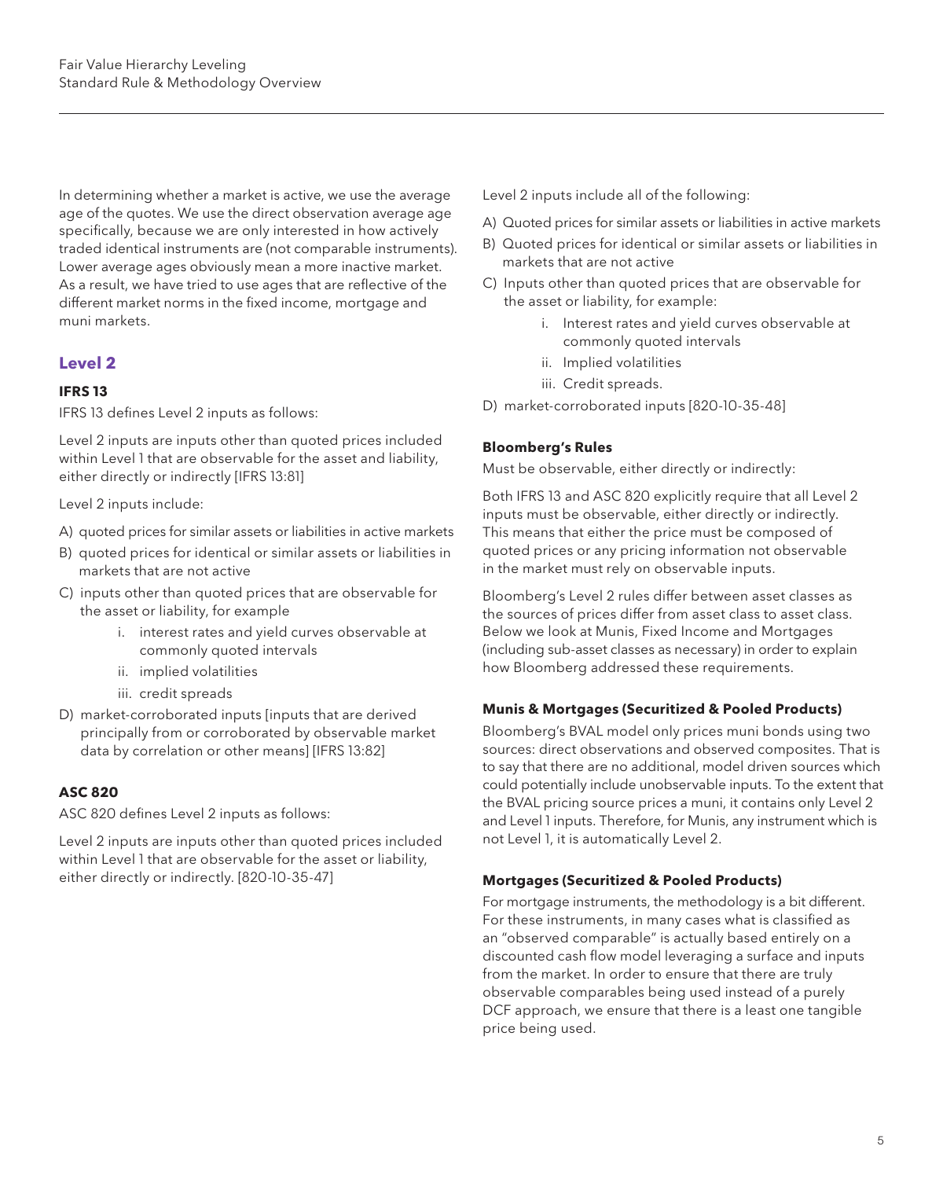In determining whether a market is active, we use the average age of the quotes. We use the direct observation average age specifically, because we are only interested in how actively traded identical instruments are (not comparable instruments). Lower average ages obviously mean a more inactive market. As a result, we have tried to use ages that are reflective of the different market norms in the fixed income, mortgage and muni markets.

## Level 2

### IFRS 13

IFRS 13 defines Level 2 inputs as follows:

Level 2 inputs are inputs other than quoted prices included within Level 1 that are observable for the asset and liability, either directly or indirectly [IFRS 13:81]

Level 2 inputs include:

A) quoted prices for similar assets or liabilities in active markets

B) quoted prices for identical or similar assets or liabilities in markets that are not active

C) inputs other than quoted prices that are observable for the asset or liability, for example

   i. interest rates and yield curves observable at commonly quoted intervals

   ii. implied volatilities

   iii. credit spreads

D) market-corroborated inputs [inputs that are derived principally from or corroborated by observable market data by correlation or other means] [IFRS 13:82]

### ASC 820

ASC 820 defines Level 2 inputs as follows:

Level 2 inputs are inputs other than quoted prices included within Level 1 that are observable for the asset or liability, either directly or indirectly. [820-10-35-47]

Level 2 inputs include all of the following:

A) Quoted prices for similar assets or liabilities in active markets

B) Quoted prices for identical or similar assets or liabilities in markets that are not active

C) Inputs other than quoted prices that are observable for the asset or liability, for example:

   i. Interest rates and yield curves observable at commonly quoted intervals

   ii. Implied volatilities

   iii. Credit spreads.

D) market-corroborated inputs [820-10-35-48]

### Bloomberg's Rules

Must be observable, either directly or indirectly:

Both IFRS 13 and ASC 820 explicitly require that all Level 2 inputs must be observable, either directly or indirectly. This means that either the price must be composed of quoted prices or any pricing information not observable in the market must rely on observable inputs.

Bloomberg's Level 2 rules differ between asset classes as the sources of prices differ from asset class to asset class. Below we look at Munis, Fixed Income and Mortgages (including sub-asset classes as necessary) in order to explain how Bloomberg addressed these requirements.

### Munis & Mortgages (Securitized & Pooled Products)

Bloomberg's BVAL model only prices muni bonds using two sources: direct observations and observed composites. That is to say that there are no additional, model driven sources which could potentially include unobservable inputs. To the extent that the BVAL pricing source prices a muni, it contains only Level 2 and Level 1 inputs. Therefore, for Munis, any instrument which is not Level 1, it is automatically Level 2.

### Mortgages (Securitized & Pooled Products)

For mortgage instruments, the methodology is a bit different. For these instruments, in many cases what is classified as an "observed comparable" is actually based entirely on a discounted cash flow model leveraging a surface and inputs from the market. In order to ensure that there are truly observable comparables being used instead of a purely DCF approach, we ensure that there is a least one tangible price being used.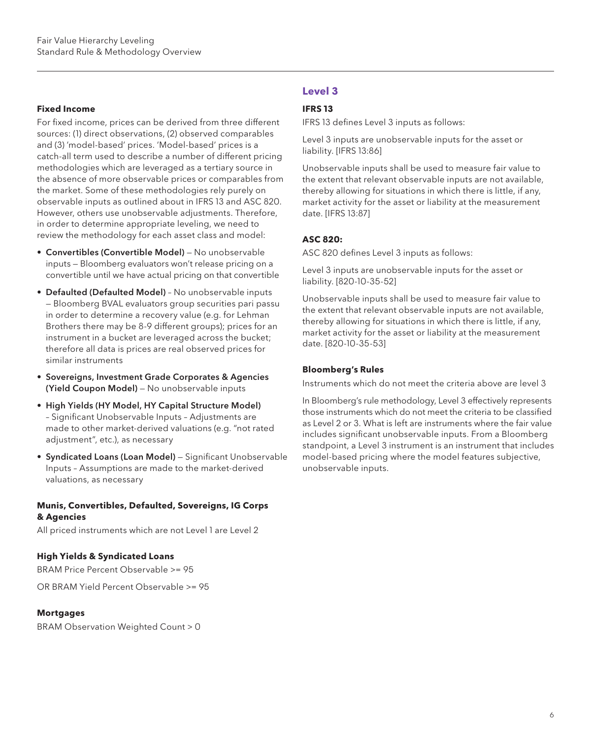#### Fixed Income

For fixed income, prices can be derived from three different sources: (1) direct observations, (2) observed comparables and (3) 'model-based' prices. 'Model-based' prices is a catch-all term used to describe a number of different pricing methodologies which are leveraged as a tertiary source in the absence of more observable prices or comparables from the market. Some of these methodologies rely purely on observable inputs as outlined about in IFRS 13 and ASC 820. However, others use unobservable adjustments. Therefore, in order to determine appropriate leveling, we need to review the methodology for each asset class and model:

- **Convertibles (Convertible Model)** — No unobservable inputs — Bloomberg evaluators won't release pricing on a convertible until we have actual pricing on that convertible
- **Defaulted (Defaulted Model)** – No unobservable inputs — Bloomberg BVAL evaluators group securities pari passu in order to determine a recovery value (e.g. for Lehman Brothers there may be 8-9 different groups); prices for an instrument in a bucket are leveraged across the bucket; therefore all data is prices are real observed prices for similar instruments
- **Sovereigns, Investment Grade Corporates & Agencies (Yield Coupon Model)** — No unobservable inputs
- **High Yields (HY Model, HY Capital Structure Model)** – Significant Unobservable Inputs – Adjustments are made to other market-derived valuations (e.g. "not rated adjustment", etc.), as necessary
- **Syndicated Loans (Loan Model)** — Significant Unobservable Inputs – Assumptions are made to the market-derived valuations, as necessary

#### Munis, Convertibles, Defaulted, Sovereigns, IG Corps & Agencies

All priced instruments which are not Level 1 are Level 2

#### High Yields & Syndicated Loans

BRAM Price Percent Observable >= 95

OR BRAM Yield Percent Observable >= 95

#### Mortgages

BRAM Observation Weighted Count > 0

## Level 3

#### IFRS 13

IFRS 13 defines Level 3 inputs as follows:

Level 3 inputs are unobservable inputs for the asset or liability. [IFRS 13:86]

Unobservable inputs shall be used to measure fair value to the extent that relevant observable inputs are not available, thereby allowing for situations in which there is little, if any, market activity for the asset or liability at the measurement date. [IFRS 13:87]

#### ASC 820:

ASC 820 defines Level 3 inputs as follows:

Level 3 inputs are unobservable inputs for the asset or liability. [820-10-35-52]

Unobservable inputs shall be used to measure fair value to the extent that relevant observable inputs are not available, thereby allowing for situations in which there is little, if any, market activity for the asset or liability at the measurement date. [820-10-35-53]

#### Bloomberg's Rules

Instruments which do not meet the criteria above are level 3

In Bloomberg's rule methodology, Level 3 effectively represents those instruments which do not meet the criteria to be classified as Level 2 or 3. What is left are instruments where the fair value includes significant unobservable inputs. From a Bloomberg standpoint, a Level 3 instrument is an instrument that includes model-based pricing where the model features subjective, unobservable inputs.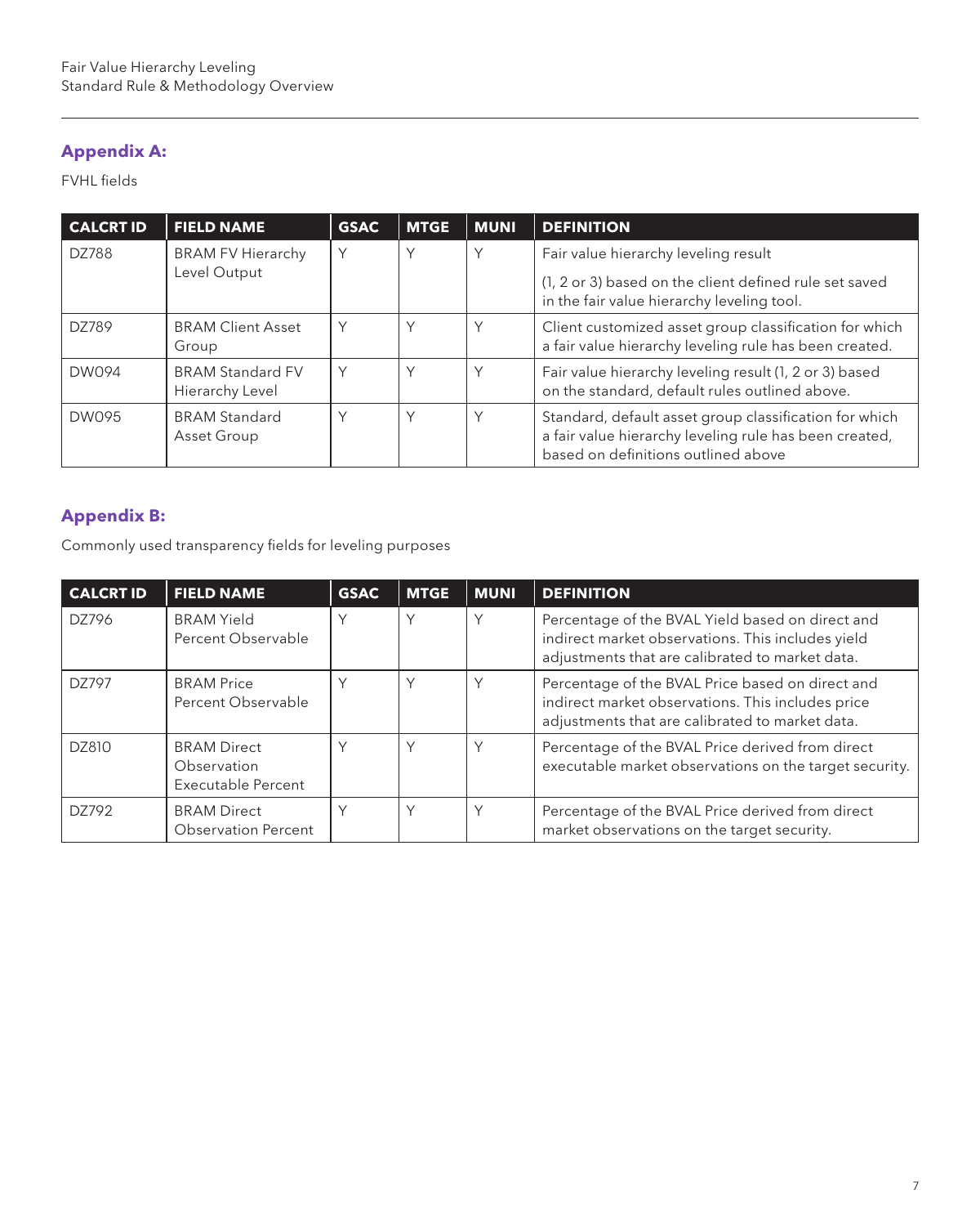## Appendix A:

FVHL fields

| CALCRT ID | FIELD NAME | GSAC | MTGE | MUNI | DEFINITION |
|---|---|---|---|---|---|
| DZ788 | BRAM FV Hierarchy Level Output | Y | Y | Y | Fair value hierarchy leveling result (1, 2 or 3) based on the client defined rule set saved in the fair value hierarchy leveling tool. |
| DZ789 | BRAM Client Asset Group | Y | Y | Y | Client customized asset group classification for which a fair value hierarchy leveling rule has been created. |
| DW094 | BRAM Standard FV Hierarchy Level | Y | Y | Y | Fair value hierarchy leveling result (1, 2 or 3) based on the standard, default rules outlined above. |
| DW095 | BRAM Standard Asset Group | Y | Y | Y | Standard, default asset group classification for which a fair value hierarchy leveling rule has been created, based on definitions outlined above |

## Appendix B:

Commonly used transparency fields for leveling purposes

| CALCRT ID | FIELD NAME | GSAC | MTGE | MUNI | DEFINITION |
|---|---|---|---|---|---|
| DZ796 | BRAM Yield Percent Observable | Y | Y | Y | Percentage of the BVAL Yield based on direct and indirect market observations. This includes yield adjustments that are calibrated to market data. |
| DZ797 | BRAM Price Percent Observable | Y | Y | Y | Percentage of the BVAL Price based on direct and indirect market observations. This includes price adjustments that are calibrated to market data. |
| DZ810 | BRAM Direct Observation Executable Percent | Y | Y | Y | Percentage of the BVAL Price derived from direct executable market observations on the target security. |
| DZ792 | BRAM Direct Observation Percent | Y | Y | Y | Percentage of the BVAL Price derived from direct market observations on the target security. |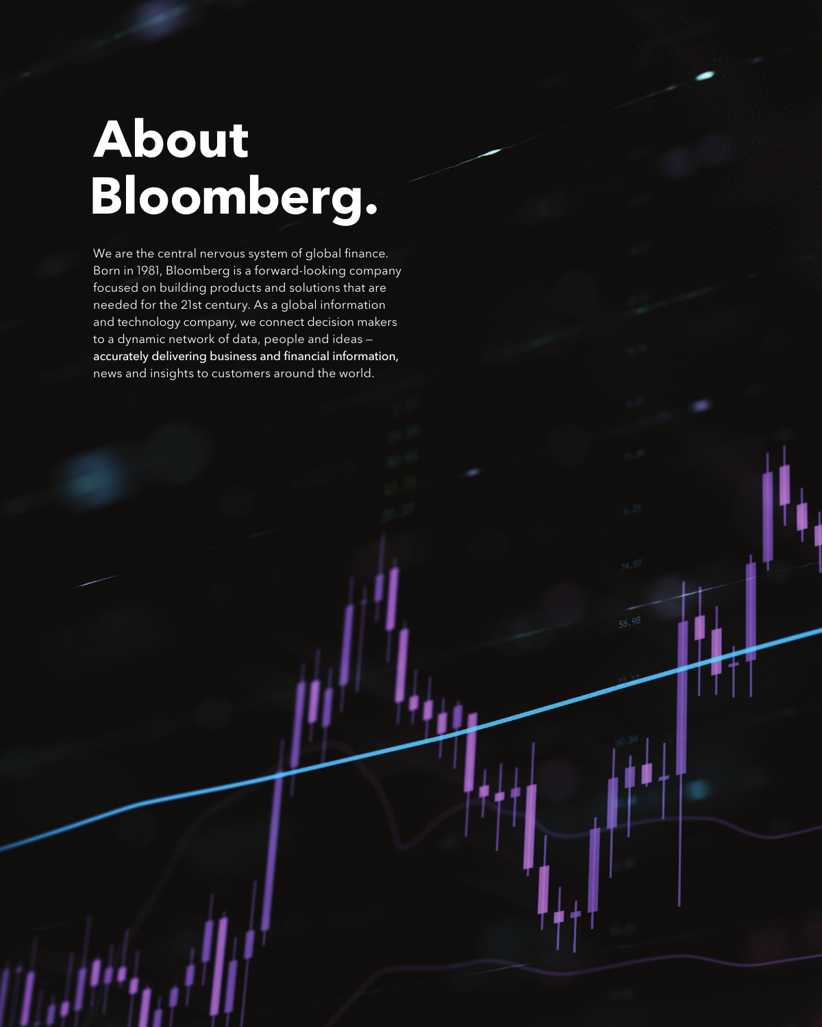# About Bloomberg.

We are the central nervous system of global finance. Born in 1981, Bloomberg is a forward-looking company focused on building products and solutions that are needed for the 21st century. As a global information and technology company, we connect decision makers to a dynamic network of data, people and ideas — accurately delivering business and financial information, news and insights to customers around the world.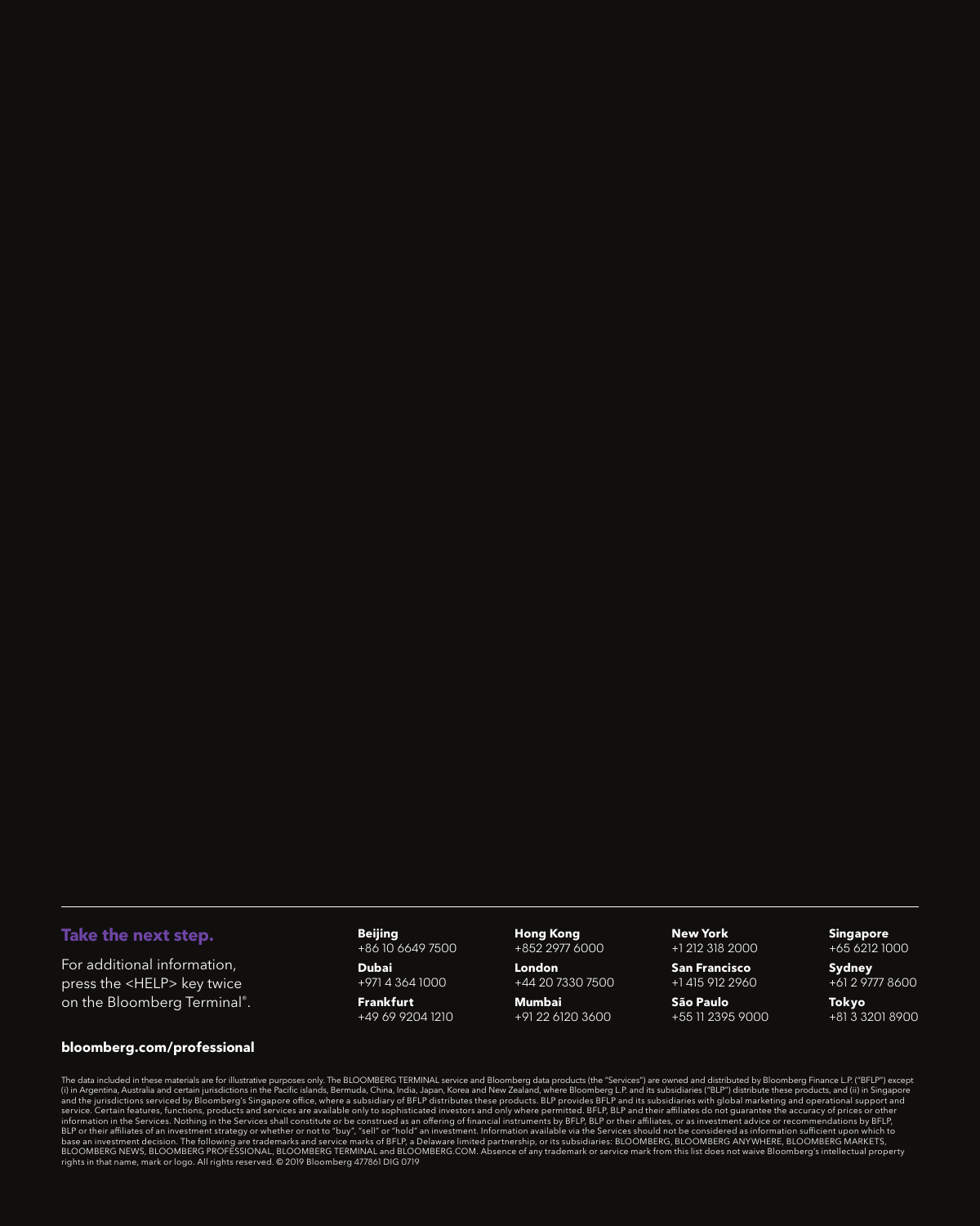**Take the next step.**

For additional information, press the <HELP> key twice on the Bloomberg Terminal®.

**bloomberg.com/professional**

| | | | |
|---|---|---|---|
| **Beijing** +86 10 6649 7500 | **Hong Kong** +852 2977 6000 | **New York** +1 212 318 2000 | **Singapore** +65 6212 1000 |
| **Dubai** +971 4 364 1000 | **London** +44 20 7330 7500 | **San Francisco** +1 415 912 2960 | **Sydney** +61 2 9777 8600 |
| **Frankfurt** +49 69 9204 1210 | **Mumbai** +91 22 6120 3600 | **São Paulo** +55 11 2395 9000 | **Tokyo** +81 3 3201 8900 |

The data included in these materials are for illustrative purposes only. The BLOOMBERG TERMINAL service and Bloomberg data products (the "Services") are owned and distributed by Bloomberg Finance L.P. ("BFLP") except (i) in Argentina, Australia and certain jurisdictions in the Pacific islands, Bermuda, China, India, Japan, Korea and New Zealand, where Bloomberg L.P. and its subsidiaries ("BLP") distribute these products, and (ii) in Singapore and the jurisdictions serviced by Bloomberg's Singapore office, where a subsidiary of BFLP distributes these products. BLP provides BFLP and its subsidiaries with global marketing and operational support and service. Certain features, functions, products and services are available only to sophisticated investors and only where permitted. BFLP, BLP and their affiliates do not guarantee the accuracy of prices or other information in the Services. Nothing in the Services shall constitute or be construed as an offering of financial instruments by BFLP, BLP or their affiliates, or as investment advice or recommendations by BFLP, BLP or their affiliates of an investment strategy or whether or not to "buy", "sell" or "hold" an investment. Information available via the Services should not be considered as information sufficient upon which to base an investment decision. The following are trademarks and service marks of BFLP, a Delaware limited partnership, or its subsidiaries: BLOOMBERG, BLOOMBERG ANYWHERE, BLOOMBERG MARKETS, BLOOMBERG NEWS, BLOOMBERG PROFESSIONAL, BLOOMBERG TERMINAL and BLOOMBERG.COM. Absence of any trademark or service mark from this list does not waive Bloomberg's intellectual property rights in that name, mark or logo. All rights reserved. © 2019 Bloomberg 477861 DIG 0719